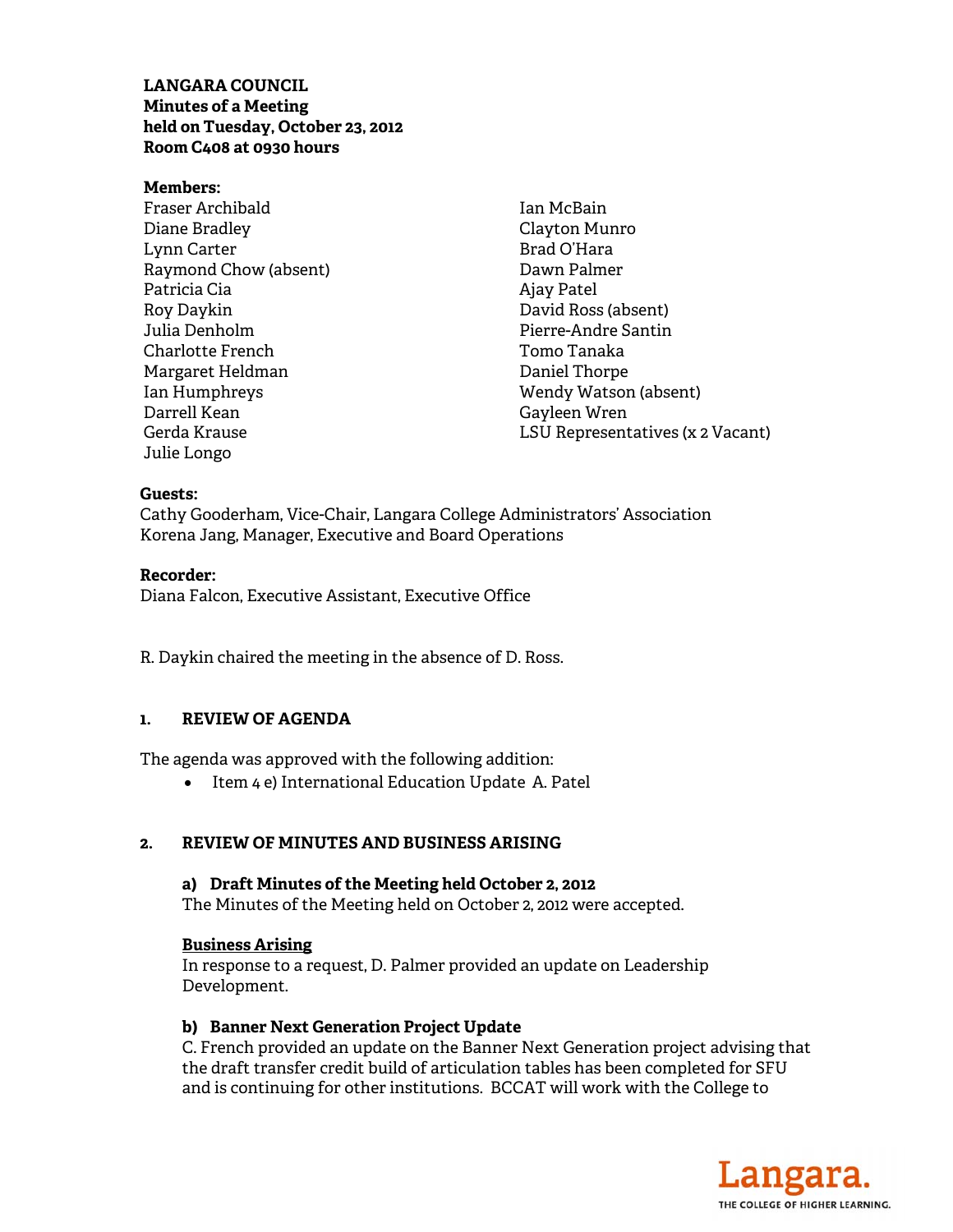**LANGARA COUNCIL**
**Minutes of a Meeting**
**held on Tuesday, October 23, 2012**
**Room C408 at 0930 hours**

**Members:**

Fraser Archibald
Diane Bradley
Lynn Carter
Raymond Chow (absent)
Patricia Cia
Roy Daykin
Julia Denholm
Charlotte French
Margaret Heldman
Ian Humphreys
Darrell Kean
Gerda Krause
Julie Longo
Ian McBain
Clayton Munro
Brad O'Hara
Dawn Palmer
Ajay Patel
David Ross (absent)
Pierre-Andre Santin
Tomo Tanaka
Daniel Thorpe
Wendy Watson (absent)
Gayleen Wren
LSU Representatives (x 2 Vacant)

**Guests:**

Cathy Gooderham, Vice-Chair, Langara College Administrators' Association
Korena Jang, Manager, Executive and Board Operations

**Recorder:**

Diana Falcon, Executive Assistant, Executive Office

R. Daykin chaired the meeting in the absence of D. Ross.

## 1. REVIEW OF AGENDA

The agenda was approved with the following addition:

- Item 4 e) International Education Update A. Patel

## 2. REVIEW OF MINUTES AND BUSINESS ARISING

### a) Draft Minutes of the Meeting held October 2, 2012

The Minutes of the Meeting held on October 2, 2012 were accepted.

**Business Arising**

In response to a request, D. Palmer provided an update on Leadership Development.

### b) Banner Next Generation Project Update

C. French provided an update on the Banner Next Generation project advising that the draft transfer credit build of articulation tables has been completed for SFU and is continuing for other institutions. BCCAT will work with the College to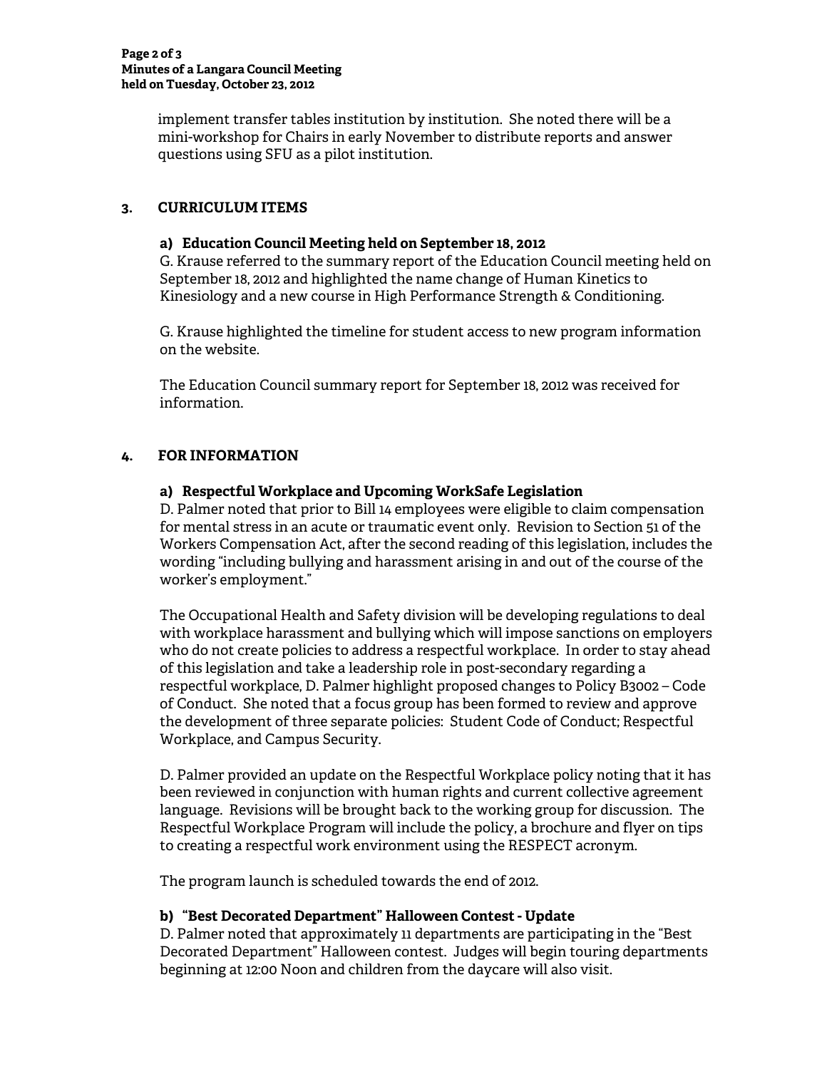implement transfer tables institution by institution. She noted there will be a mini-workshop for Chairs in early November to distribute reports and answer questions using SFU as a pilot institution.

## 3. CURRICULUM ITEMS

### a) Education Council Meeting held on September 18, 2012

G. Krause referred to the summary report of the Education Council meeting held on September 18, 2012 and highlighted the name change of Human Kinetics to Kinesiology and a new course in High Performance Strength & Conditioning.

G. Krause highlighted the timeline for student access to new program information on the website.

The Education Council summary report for September 18, 2012 was received for information.

## 4. FOR INFORMATION

### a) Respectful Workplace and Upcoming WorkSafe Legislation

D. Palmer noted that prior to Bill 14 employees were eligible to claim compensation for mental stress in an acute or traumatic event only. Revision to Section 51 of the Workers Compensation Act, after the second reading of this legislation, includes the wording "including bullying and harassment arising in and out of the course of the worker's employment."

The Occupational Health and Safety division will be developing regulations to deal with workplace harassment and bullying which will impose sanctions on employers who do not create policies to address a respectful workplace. In order to stay ahead of this legislation and take a leadership role in post-secondary regarding a respectful workplace, D. Palmer highlight proposed changes to Policy B3002 – Code of Conduct. She noted that a focus group has been formed to review and approve the development of three separate policies: Student Code of Conduct; Respectful Workplace, and Campus Security.

D. Palmer provided an update on the Respectful Workplace policy noting that it has been reviewed in conjunction with human rights and current collective agreement language. Revisions will be brought back to the working group for discussion. The Respectful Workplace Program will include the policy, a brochure and flyer on tips to creating a respectful work environment using the RESPECT acronym.

The program launch is scheduled towards the end of 2012.

### b) "Best Decorated Department" Halloween Contest - Update

D. Palmer noted that approximately 11 departments are participating in the "Best Decorated Department" Halloween contest. Judges will begin touring departments beginning at 12:00 Noon and children from the daycare will also visit.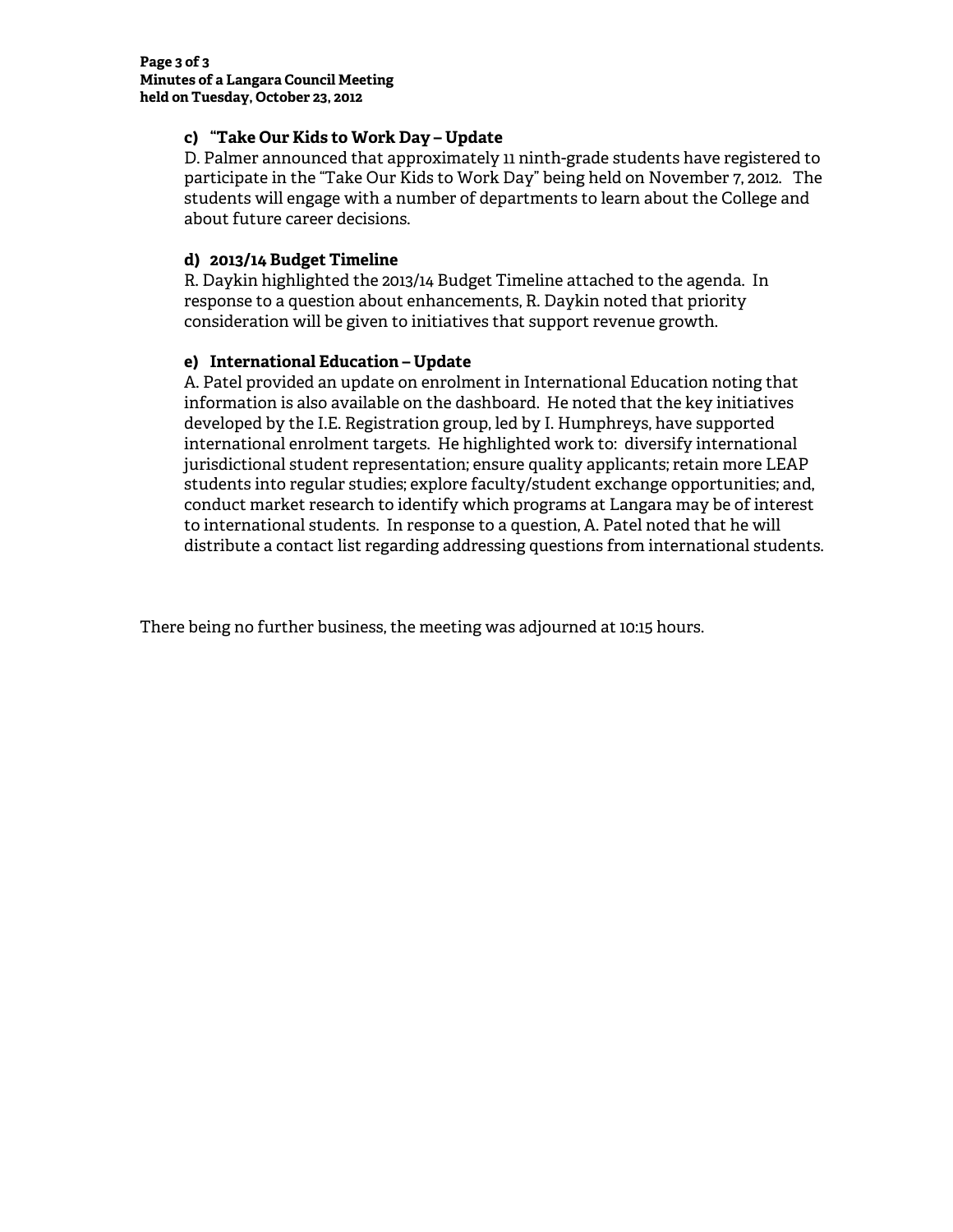**c) "Take Our Kids to Work Day – Update**

D. Palmer announced that approximately 11 ninth-grade students have registered to participate in the "Take Our Kids to Work Day" being held on November 7, 2012. The students will engage with a number of departments to learn about the College and about future career decisions.

**d) 2013/14 Budget Timeline**

R. Daykin highlighted the 2013/14 Budget Timeline attached to the agenda. In response to a question about enhancements, R. Daykin noted that priority consideration will be given to initiatives that support revenue growth.

**e) International Education – Update**

A. Patel provided an update on enrolment in International Education noting that information is also available on the dashboard. He noted that the key initiatives developed by the I.E. Registration group, led by I. Humphreys, have supported international enrolment targets. He highlighted work to: diversify international jurisdictional student representation; ensure quality applicants; retain more LEAP students into regular studies; explore faculty/student exchange opportunities; and, conduct market research to identify which programs at Langara may be of interest to international students. In response to a question, A. Patel noted that he will distribute a contact list regarding addressing questions from international students.

There being no further business, the meeting was adjourned at 10:15 hours.